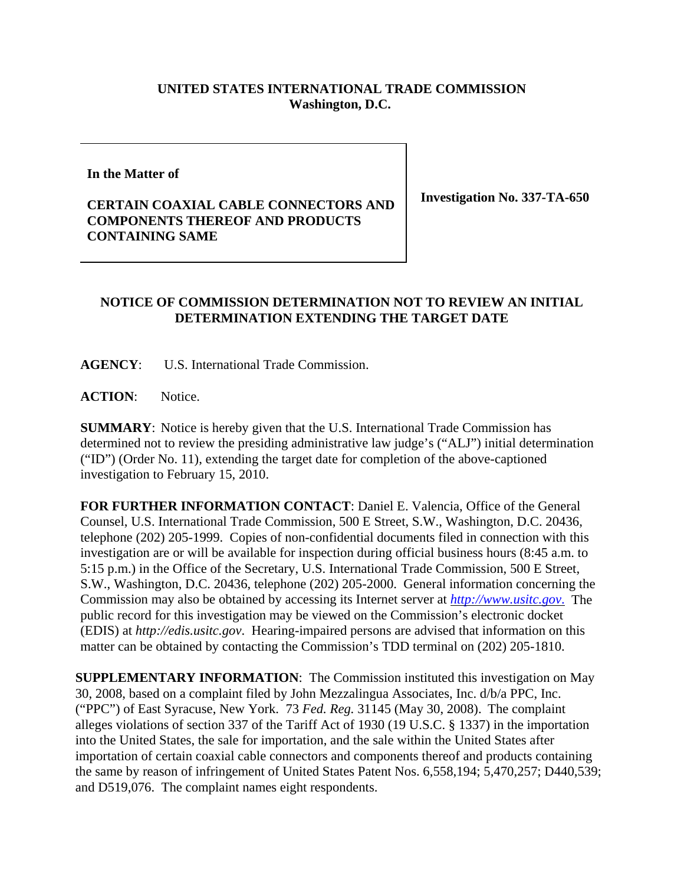**UNITED STATES INTERNATIONAL TRADE COMMISSION**
**Washington, D.C.**

| **In the Matter of**<br><br>**CERTAIN COAXIAL CABLE CONNECTORS AND COMPONENTS THEREOF AND PRODUCTS CONTAINING SAME** | **Investigation No. 337-TA-650** |
|---|---|

## NOTICE OF COMMISSION DETERMINATION NOT TO REVIEW AN INITIAL DETERMINATION EXTENDING THE TARGET DATE

**AGENCY**: U.S. International Trade Commission.

**ACTION**: Notice.

**SUMMARY**: Notice is hereby given that the U.S. International Trade Commission has determined not to review the presiding administrative law judge's ("ALJ") initial determination ("ID") (Order No. 11), extending the target date for completion of the above-captioned investigation to February 15, 2010.

**FOR FURTHER INFORMATION CONTACT**: Daniel E. Valencia, Office of the General Counsel, U.S. International Trade Commission, 500 E Street, S.W., Washington, D.C. 20436, telephone (202) 205-1999. Copies of non-confidential documents filed in connection with this investigation are or will be available for inspection during official business hours (8:45 a.m. to 5:15 p.m.) in the Office of the Secretary, U.S. International Trade Commission, 500 E Street, S.W., Washington, D.C. 20436, telephone (202) 205-2000. General information concerning the Commission may also be obtained by accessing its Internet server at *http://www.usitc.gov*. The public record for this investigation may be viewed on the Commission's electronic docket (EDIS) at *http://edis.usitc.gov*. Hearing-impaired persons are advised that information on this matter can be obtained by contacting the Commission's TDD terminal on (202) 205-1810.

**SUPPLEMENTARY INFORMATION**: The Commission instituted this investigation on May 30, 2008, based on a complaint filed by John Mezzalingua Associates, Inc. d/b/a PPC, Inc. ("PPC") of East Syracuse, New York. 73 *Fed. Reg.* 31145 (May 30, 2008). The complaint alleges violations of section 337 of the Tariff Act of 1930 (19 U.S.C. § 1337) in the importation into the United States, the sale for importation, and the sale within the United States after importation of certain coaxial cable connectors and components thereof and products containing the same by reason of infringement of United States Patent Nos. 6,558,194; 5,470,257; D440,539; and D519,076. The complaint names eight respondents.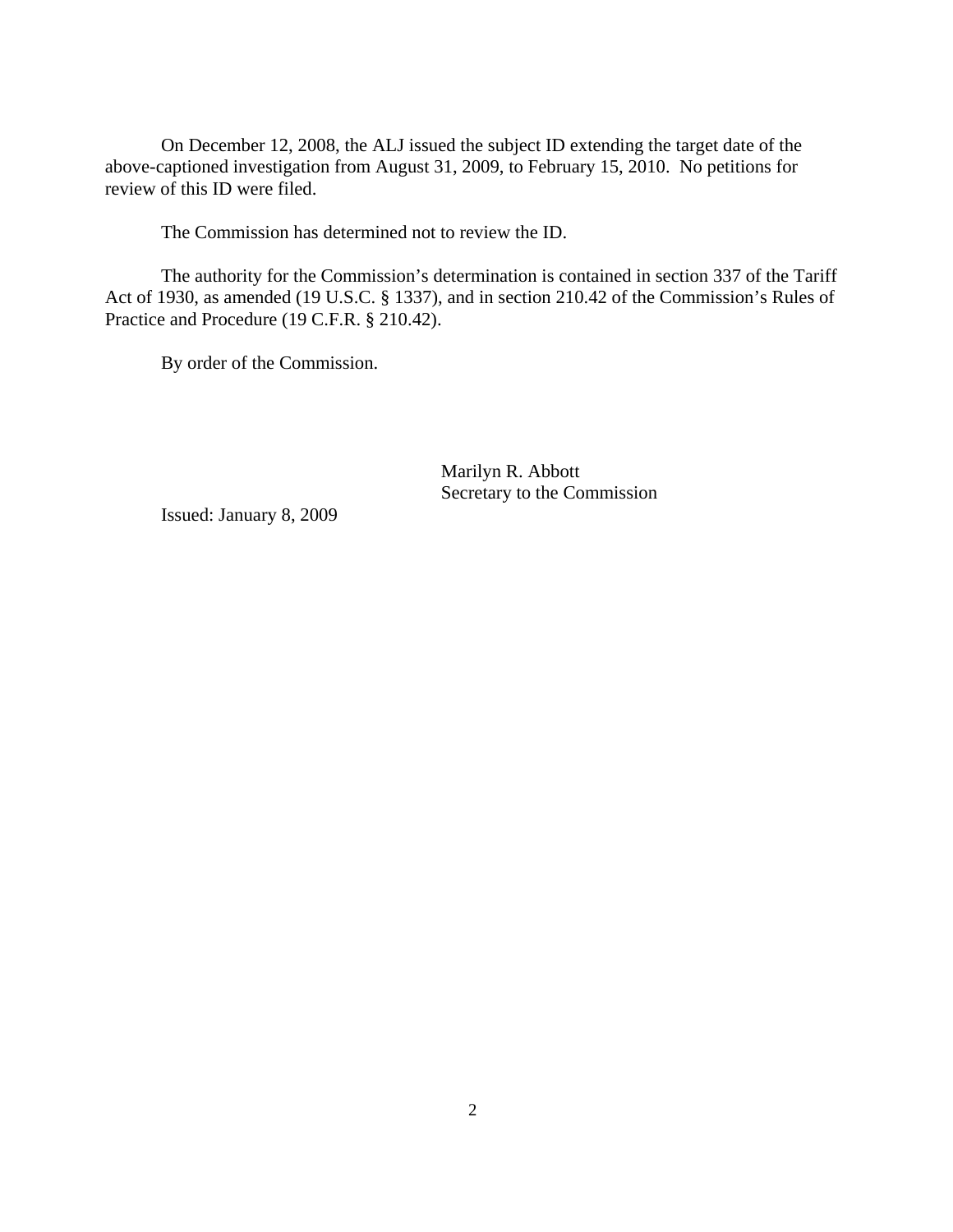On December 12, 2008, the ALJ issued the subject ID extending the target date of the above-captioned investigation from August 31, 2009, to February 15, 2010. No petitions for review of this ID were filed.

The Commission has determined not to review the ID.

The authority for the Commission's determination is contained in section 337 of the Tariff Act of 1930, as amended (19 U.S.C. § 1337), and in section 210.42 of the Commission's Rules of Practice and Procedure (19 C.F.R. § 210.42).

By order of the Commission.

Marilyn R. Abbott
Secretary to the Commission

Issued: January 8, 2009